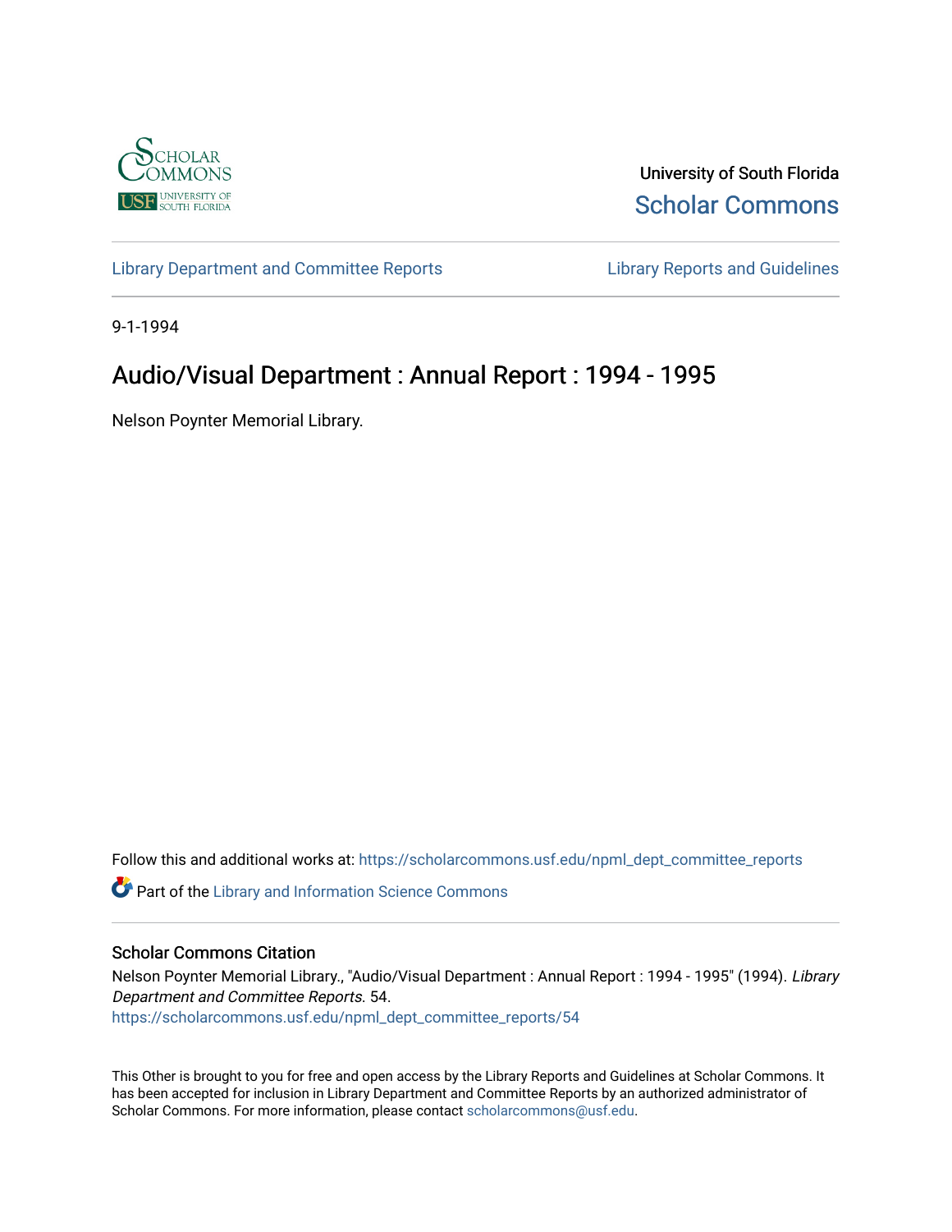University of South Florida

Scholar Commons

Library Department and Committee Reports

Library Reports and Guidelines

9-1-1994

# Audio/Visual Department : Annual Report : 1994 - 1995

Nelson Poynter Memorial Library.

Follow this and additional works at: https://scholarcommons.usf.edu/npml_dept_committee_reports

Part of the Library and Information Science Commons

## Scholar Commons Citation

Nelson Poynter Memorial Library., "Audio/Visual Department : Annual Report : 1994 - 1995" (1994). *Library Department and Committee Reports*. 54.
https://scholarcommons.usf.edu/npml_dept_committee_reports/54

This Other is brought to you for free and open access by the Library Reports and Guidelines at Scholar Commons. It has been accepted for inclusion in Library Department and Committee Reports by an authorized administrator of Scholar Commons. For more information, please contact scholarcommons@usf.edu.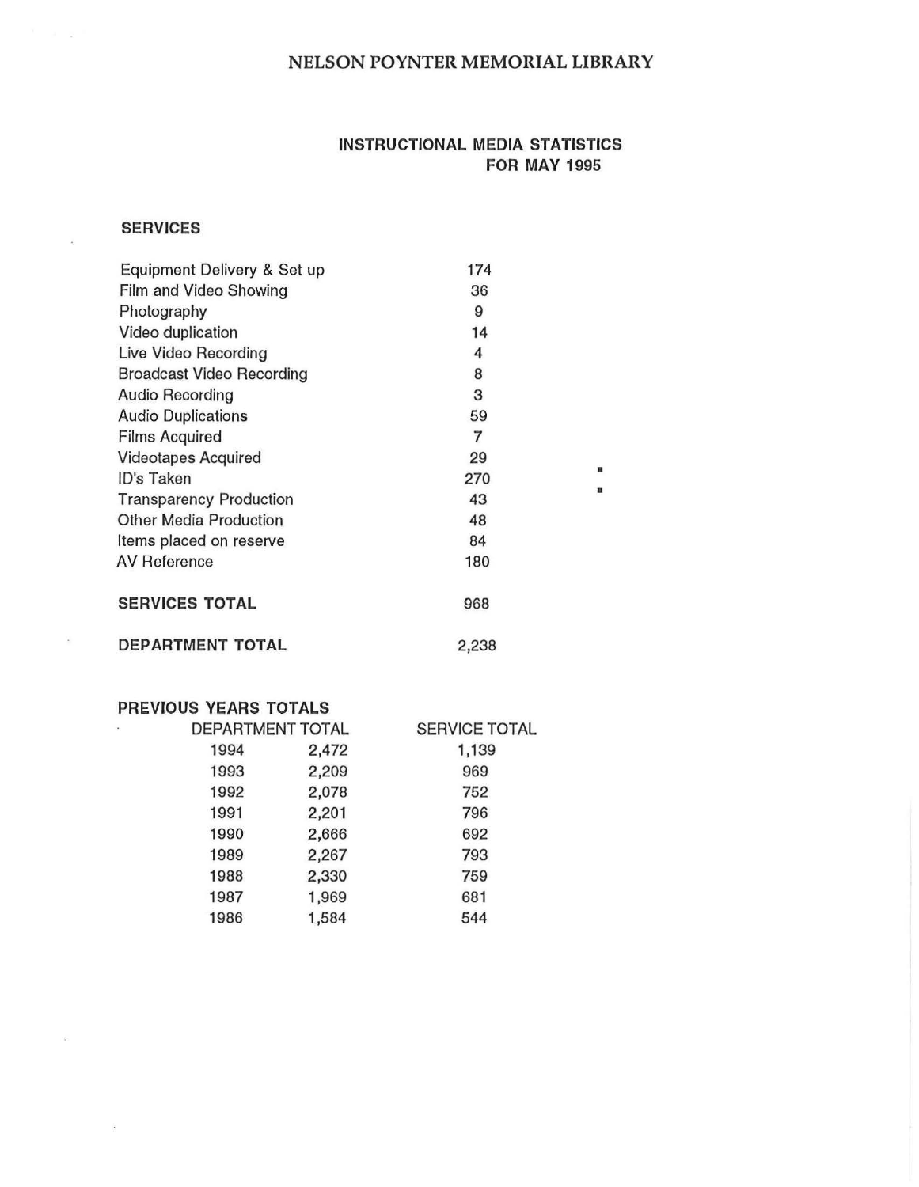# NELSON POYNTER MEMORIAL LIBRARY

## INSTRUCTIONAL MEDIA STATISTICS FOR MAY 1995

### SERVICES

| | |
|---|---|
| Equipment Delivery & Set up | 174 |
| Film and Video Showing | 36 |
| Photography | 9 |
| Video duplication | 14 |
| Live Video Recording | 4 |
| Broadcast Video Recording | 8 |
| Audio Recording | 3 |
| Audio Duplications | 59 |
| Films Acquired | 7 |
| Videotapes Acquired | 29 |
| ID's Taken | 270 |
| Transparency Production | 43 |
| Other Media Production | 48 |
| Items placed on reserve | 84 |
| AV Reference | 180 |
| **SERVICES TOTAL** | 968 |
| **DEPARTMENT TOTAL** | 2,238 |

### PREVIOUS YEARS TOTALS

| DEPARTMENT TOTAL | | SERVICE TOTAL |
|---|---|---|
| 1994 | 2,472 | 1,139 |
| 1993 | 2,209 | 969 |
| 1992 | 2,078 | 752 |
| 1991 | 2,201 | 796 |
| 1990 | 2,666 | 692 |
| 1989 | 2,267 | 793 |
| 1988 | 2,330 | 759 |
| 1987 | 1,969 | 681 |
| 1986 | 1,584 | 544 |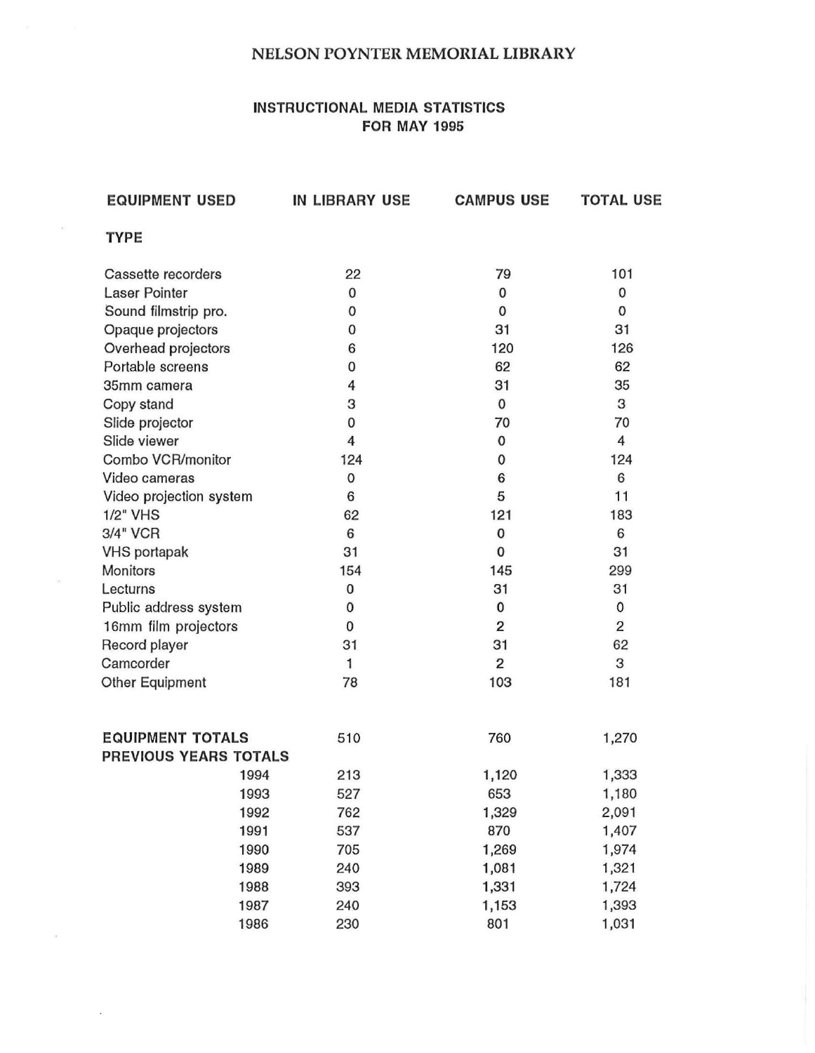# NELSON POYNTER MEMORIAL LIBRARY

## INSTRUCTIONAL MEDIA STATISTICS FOR MAY 1995

| EQUIPMENT USED | IN LIBRARY USE | CAMPUS USE | TOTAL USE |
|---|---|---|---|
| **TYPE** | | | |
| Cassette recorders | 22 | 79 | 101 |
| Laser Pointer | 0 | 0 | 0 |
| Sound filmstrip pro. | 0 | 0 | 0 |
| Opaque projectors | 0 | 31 | 31 |
| Overhead projectors | 6 | 120 | 126 |
| Portable screens | 0 | 62 | 62 |
| 35mm camera | 4 | 31 | 35 |
| Copy stand | 3 | 0 | 3 |
| Slide projector | 0 | 70 | 70 |
| Slide viewer | 4 | 0 | 4 |
| Combo VCR/monitor | 124 | 0 | 124 |
| Video cameras | 0 | 6 | 6 |
| Video projection system | 6 | 5 | 11 |
| 1/2" VHS | 62 | 121 | 183 |
| 3/4" VCR | 6 | 0 | 6 |
| VHS portapak | 31 | 0 | 31 |
| Monitors | 154 | 145 | 299 |
| Lecturns | 0 | 31 | 31 |
| Public address system | 0 | 0 | 0 |
| 16mm film projectors | 0 | 2 | 2 |
| Record player | 31 | 31 | 62 |
| Camcorder | 1 | 2 | 3 |
| Other Equipment | 78 | 103 | 181 |
| **EQUIPMENT TOTALS** | 510 | 760 | 1,270 |
| **PREVIOUS YEARS TOTALS** | | | |
| 1994 | 213 | 1,120 | 1,333 |
| 1993 | 527 | 653 | 1,180 |
| 1992 | 762 | 1,329 | 2,091 |
| 1991 | 537 | 870 | 1,407 |
| 1990 | 705 | 1,269 | 1,974 |
| 1989 | 240 | 1,081 | 1,321 |
| 1988 | 393 | 1,331 | 1,724 |
| 1987 | 240 | 1,153 | 1,393 |
| 1986 | 230 | 801 | 1,031 |